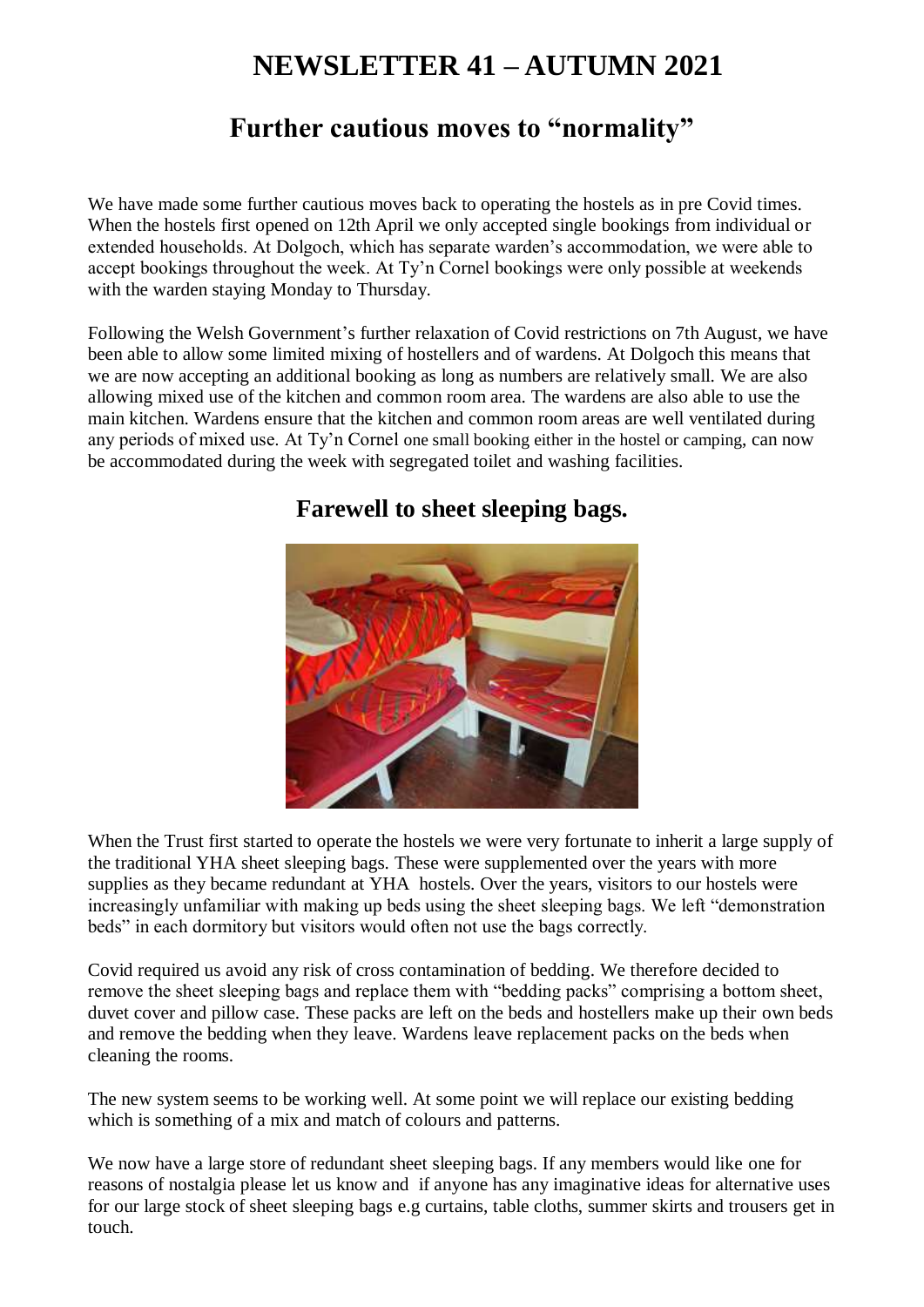# NEWSLETTER 41 – AUTUMN 2021

## Further cautious moves to "normality"

We have made some further cautious moves back to operating the hostels as in pre Covid times. When the hostels first opened on 12th April we only accepted single bookings from individual or extended households. At Dolgoch, which has separate warden's accommodation, we were able to accept bookings throughout the week. At Ty'n Cornel bookings were only possible at weekends with the warden staying Monday to Thursday.

Following the Welsh Government's further relaxation of Covid restrictions on 7th August, we have been able to allow some limited mixing of hostellers and of wardens. At Dolgoch this means that we are now accepting an additional booking as long as numbers are relatively small. We are also allowing mixed use of the kitchen and common room area. The wardens are also able to use the main kitchen. Wardens ensure that the kitchen and common room areas are well ventilated during any periods of mixed use. At Ty'n Cornel one small booking either in the hostel or camping, can now be accommodated during the week with segregated toilet and washing facilities.

## Farewell to sheet sleeping bags.

When the Trust first started to operate the hostels we were very fortunate to inherit a large supply of the traditional YHA sheet sleeping bags. These were supplemented over the years with more supplies as they became redundant at YHA hostels. Over the years, visitors to our hostels were increasingly unfamiliar with making up beds using the sheet sleeping bags. We left "demonstration beds" in each dormitory but visitors would often not use the bags correctly.

Covid required us avoid any risk of cross contamination of bedding. We therefore decided to remove the sheet sleeping bags and replace them with "bedding packs" comprising a bottom sheet, duvet cover and pillow case. These packs are left on the beds and hostellers make up their own beds and remove the bedding when they leave. Wardens leave replacement packs on the beds when cleaning the rooms.

The new system seems to be working well. At some point we will replace our existing bedding which is something of a mix and match of colours and patterns.

We now have a large store of redundant sheet sleeping bags. If any members would like one for reasons of nostalgia please let us know and if anyone has any imaginative ideas for alternative uses for our large stock of sheet sleeping bags e.g curtains, table cloths, summer skirts and trousers get in touch.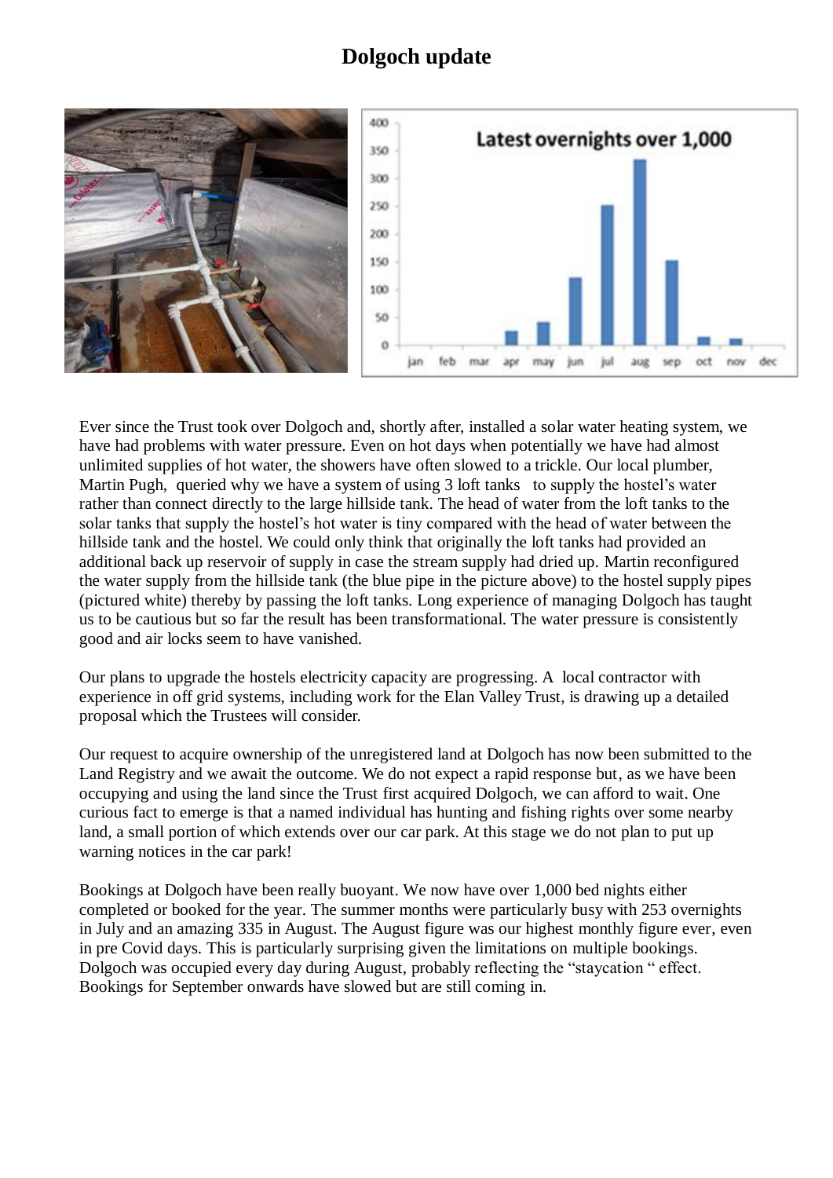# Dolgoch update

Ever since the Trust took over Dolgoch and, shortly after, installed a solar water heating system, we have had problems with water pressure. Even on hot days when potentially we have had almost unlimited supplies of hot water, the showers have often slowed to a trickle. Our local plumber, Martin Pugh, queried why we have a system of using 3 loft tanks to supply the hostel's water rather than connect directly to the large hillside tank. The head of water from the loft tanks to the solar tanks that supply the hostel's hot water is tiny compared with the head of water between the hillside tank and the hostel. We could only think that originally the loft tanks had provided an additional back up reservoir of supply in case the stream supply had dried up. Martin reconfigured the water supply from the hillside tank (the blue pipe in the picture above) to the hostel supply pipes (pictured white) thereby by passing the loft tanks. Long experience of managing Dolgoch has taught us to be cautious but so far the result has been transformational. The water pressure is consistently good and air locks seem to have vanished.

Our plans to upgrade the hostels electricity capacity are progressing. A local contractor with experience in off grid systems, including work for the Elan Valley Trust, is drawing up a detailed proposal which the Trustees will consider.

Our request to acquire ownership of the unregistered land at Dolgoch has now been submitted to the Land Registry and we await the outcome. We do not expect a rapid response but, as we have been occupying and using the land since the Trust first acquired Dolgoch, we can afford to wait. One curious fact to emerge is that a named individual has hunting and fishing rights over some nearby land, a small portion of which extends over our car park. At this stage we do not plan to put up warning notices in the car park!

Bookings at Dolgoch have been really buoyant. We now have over 1,000 bed nights either completed or booked for the year. The summer months were particularly busy with 253 overnights in July and an amazing 335 in August. The August figure was our highest monthly figure ever, even in pre Covid days. This is particularly surprising given the limitations on multiple bookings. Dolgoch was occupied every day during August, probably reflecting the "staycation " effect. Bookings for September onwards have slowed but are still coming in.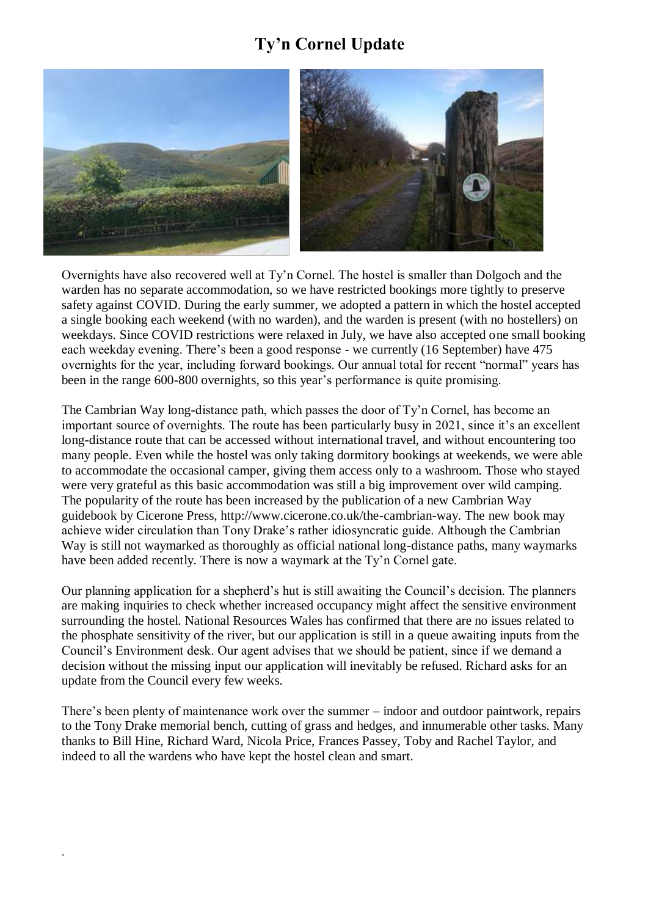# Ty'n Cornel Update

Overnights have also recovered well at Ty'n Cornel. The hostel is smaller than Dolgoch and the warden has no separate accommodation, so we have restricted bookings more tightly to preserve safety against COVID. During the early summer, we adopted a pattern in which the hostel accepted a single booking each weekend (with no warden), and the warden is present (with no hostellers) on weekdays. Since COVID restrictions were relaxed in July, we have also accepted one small booking each weekday evening. There's been a good response - we currently (16 September) have 475 overnights for the year, including forward bookings. Our annual total for recent "normal" years has been in the range 600-800 overnights, so this year's performance is quite promising.

The Cambrian Way long-distance path, which passes the door of Ty'n Cornel, has become an important source of overnights. The route has been particularly busy in 2021, since it's an excellent long-distance route that can be accessed without international travel, and without encountering too many people. Even while the hostel was only taking dormitory bookings at weekends, we were able to accommodate the occasional camper, giving them access only to a washroom. Those who stayed were very grateful as this basic accommodation was still a big improvement over wild camping. The popularity of the route has been increased by the publication of a new Cambrian Way guidebook by Cicerone Press, http://www.cicerone.co.uk/the-cambrian-way. The new book may achieve wider circulation than Tony Drake's rather idiosyncratic guide. Although the Cambrian Way is still not waymarked as thoroughly as official national long-distance paths, many waymarks have been added recently. There is now a waymark at the Ty'n Cornel gate.

Our planning application for a shepherd's hut is still awaiting the Council's decision. The planners are making inquiries to check whether increased occupancy might affect the sensitive environment surrounding the hostel. National Resources Wales has confirmed that there are no issues related to the phosphate sensitivity of the river, but our application is still in a queue awaiting inputs from the Council's Environment desk. Our agent advises that we should be patient, since if we demand a decision without the missing input our application will inevitably be refused. Richard asks for an update from the Council every few weeks.

There's been plenty of maintenance work over the summer – indoor and outdoor paintwork, repairs to the Tony Drake memorial bench, cutting of grass and hedges, and innumerable other tasks. Many thanks to Bill Hine, Richard Ward, Nicola Price, Frances Passey, Toby and Rachel Taylor, and indeed to all the wardens who have kept the hostel clean and smart.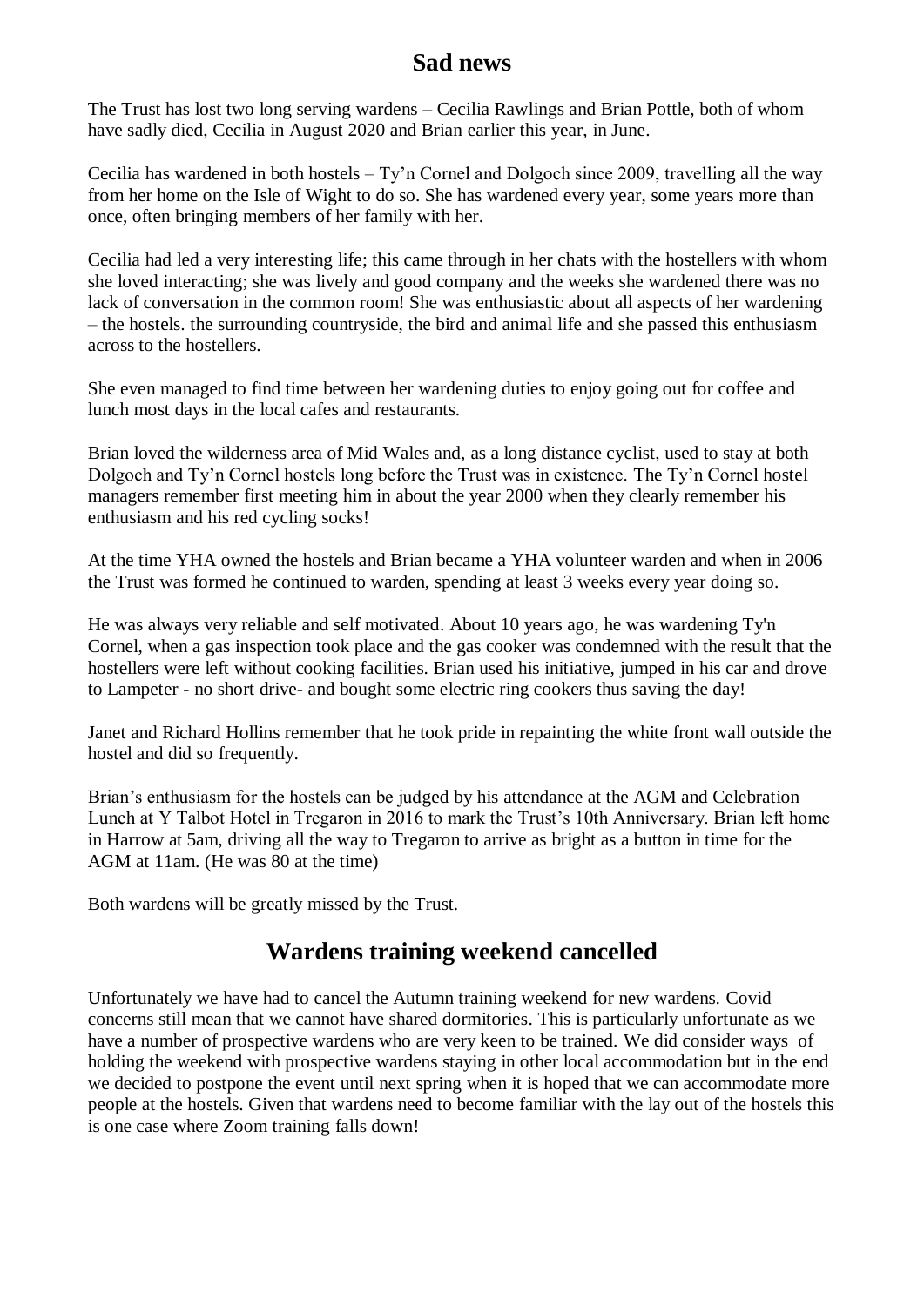## Sad news

The Trust has lost two long serving wardens – Cecilia Rawlings and Brian Pottle, both of whom have sadly died, Cecilia in August 2020 and Brian earlier this year, in June.

Cecilia has wardened in both hostels – Ty'n Cornel and Dolgoch since 2009, travelling all the way from her home on the Isle of Wight to do so. She has wardened every year, some years more than once, often bringing members of her family with her.

Cecilia had led a very interesting life; this came through in her chats with the hostellers with whom she loved interacting; she was lively and good company and the weeks she wardened there was no lack of conversation in the common room! She was enthusiastic about all aspects of her wardening – the hostels. the surrounding countryside, the bird and animal life and she passed this enthusiasm across to the hostellers.

She even managed to find time between her wardening duties to enjoy going out for coffee and lunch most days in the local cafes and restaurants.

Brian loved the wilderness area of Mid Wales and, as a long distance cyclist, used to stay at both Dolgoch and Ty'n Cornel hostels long before the Trust was in existence. The Ty'n Cornel hostel managers remember first meeting him in about the year 2000 when they clearly remember his enthusiasm and his red cycling socks!

At the time YHA owned the hostels and Brian became a YHA volunteer warden and when in 2006 the Trust was formed he continued to warden, spending at least 3 weeks every year doing so.

He was always very reliable and self motivated. About 10 years ago, he was wardening Ty'n Cornel, when a gas inspection took place and the gas cooker was condemned with the result that the hostellers were left without cooking facilities. Brian used his initiative, jumped in his car and drove to Lampeter - no short drive- and bought some electric ring cookers thus saving the day!

Janet and Richard Hollins remember that he took pride in repainting the white front wall outside the hostel and did so frequently.

Brian's enthusiasm for the hostels can be judged by his attendance at the AGM and Celebration Lunch at Y Talbot Hotel in Tregaron in 2016 to mark the Trust's 10th Anniversary. Brian left home in Harrow at 5am, driving all the way to Tregaron to arrive as bright as a button in time for the AGM at 11am. (He was 80 at the time)

Both wardens will be greatly missed by the Trust.

## Wardens training weekend cancelled

Unfortunately we have had to cancel the Autumn training weekend for new wardens. Covid concerns still mean that we cannot have shared dormitories. This is particularly unfortunate as we have a number of prospective wardens who are very keen to be trained. We did consider ways of holding the weekend with prospective wardens staying in other local accommodation but in the end we decided to postpone the event until next spring when it is hoped that we can accommodate more people at the hostels. Given that wardens need to become familiar with the lay out of the hostels this is one case where Zoom training falls down!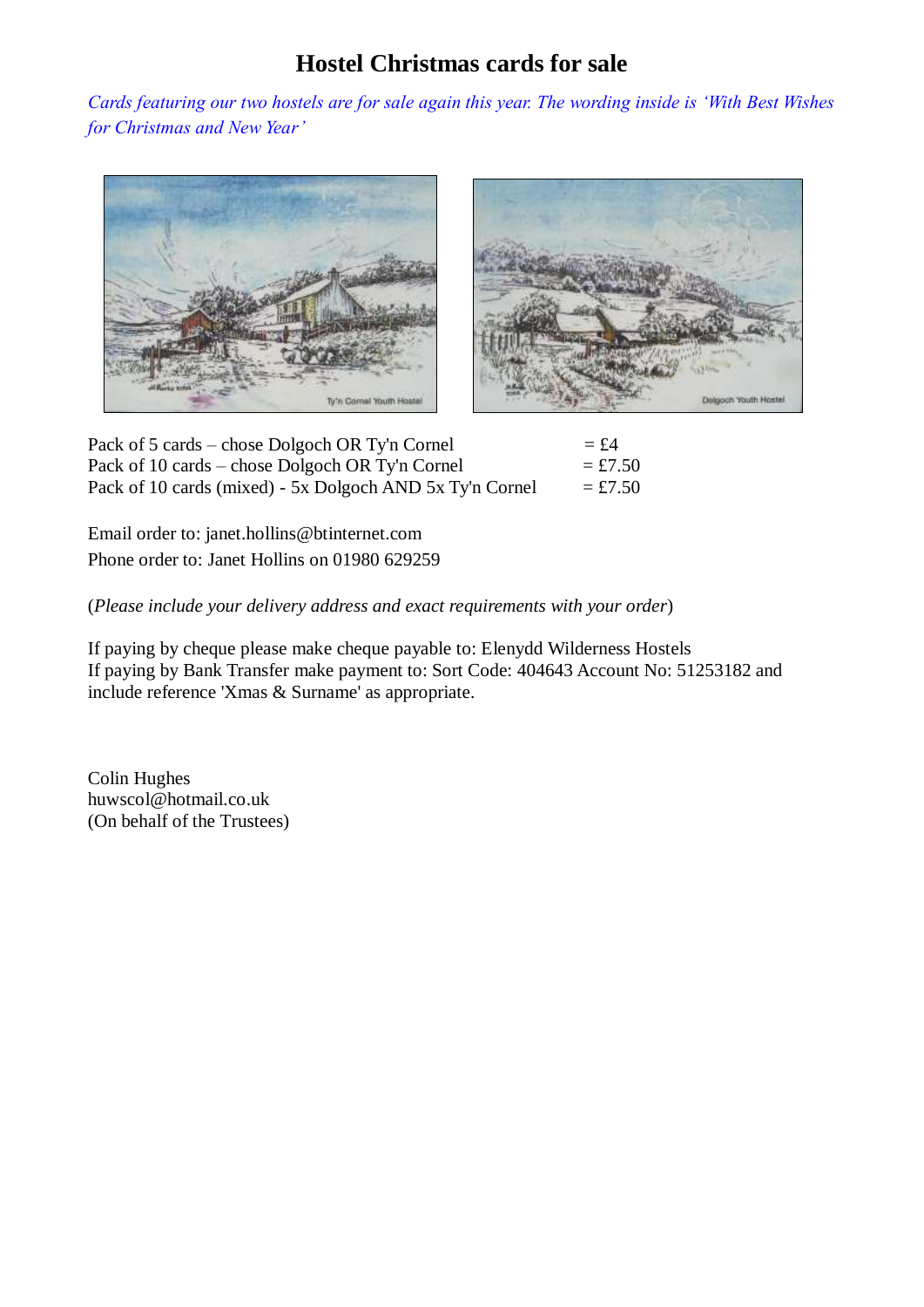# Hostel Christmas cards for sale

*Cards featuring our two hostels are for sale again this year. The wording inside is 'With Best Wishes for Christmas and New Year'*

| | |
|---|---|
| Pack of 5 cards – chose Dolgoch OR Ty'n Cornel | = £4 |
| Pack of 10 cards – chose Dolgoch OR Ty'n Cornel | = £7.50 |
| Pack of 10 cards (mixed) - 5x Dolgoch AND 5x Ty'n Cornel | = £7.50 |

Email order to: janet.hollins@btinternet.com
Phone order to: Janet Hollins on 01980 629259

(*Please include your delivery address and exact requirements with your order*)

If paying by cheque please make cheque payable to: Elenydd Wilderness Hostels
If paying by Bank Transfer make payment to: Sort Code: 404643 Account No: 51253182 and include reference 'Xmas & Surname' as appropriate.

Colin Hughes
huwscol@hotmail.co.uk
(On behalf of the Trustees)